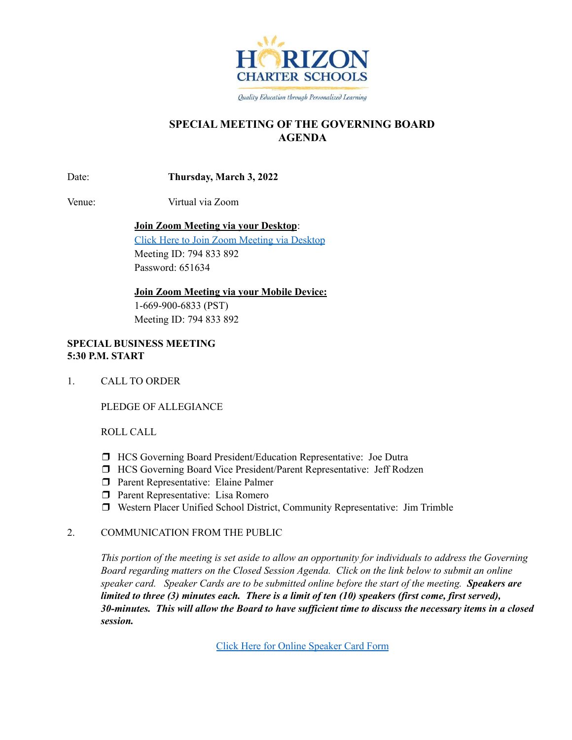HORIZON CHARTER SCHOOLS

*Quality Education through Personalized Learning*

# SPECIAL MEETING OF THE GOVERNING BOARD AGENDA

Date: **Thursday, March 3, 2022**

Venue: Virtual via Zoom

**Join Zoom Meeting via your Desktop**:
Click Here to Join Zoom Meeting via Desktop
Meeting ID: 794 833 892
Password: 651634

**Join Zoom Meeting via your Mobile Device:**
1-669-900-6833 (PST)
Meeting ID: 794 833 892

**SPECIAL BUSINESS MEETING**
**5:30 P.M. START**

1. CALL TO ORDER

   PLEDGE OF ALLEGIANCE

   ROLL CALL

- ❒ HCS Governing Board President/Education Representative: Joe Dutra
- ❒ HCS Governing Board Vice President/Parent Representative: Jeff Rodzen
- ❒ Parent Representative: Elaine Palmer
- ❒ Parent Representative: Lisa Romero
- ❒ Western Placer Unified School District, Community Representative: Jim Trimble

2. COMMUNICATION FROM THE PUBLIC

   *This portion of the meeting is set aside to allow an opportunity for individuals to address the Governing Board regarding matters on the Closed Session Agenda. Click on the link below to submit an online speaker card. Speaker Cards are to be submitted online before the start of the meeting.* ***Speakers are limited to three (3) minutes each. There is a limit of ten (10) speakers (first come, first served), 30-minutes. This will allow the Board to have sufficient time to discuss the necessary items in a closed session.***

   Click Here for Online Speaker Card Form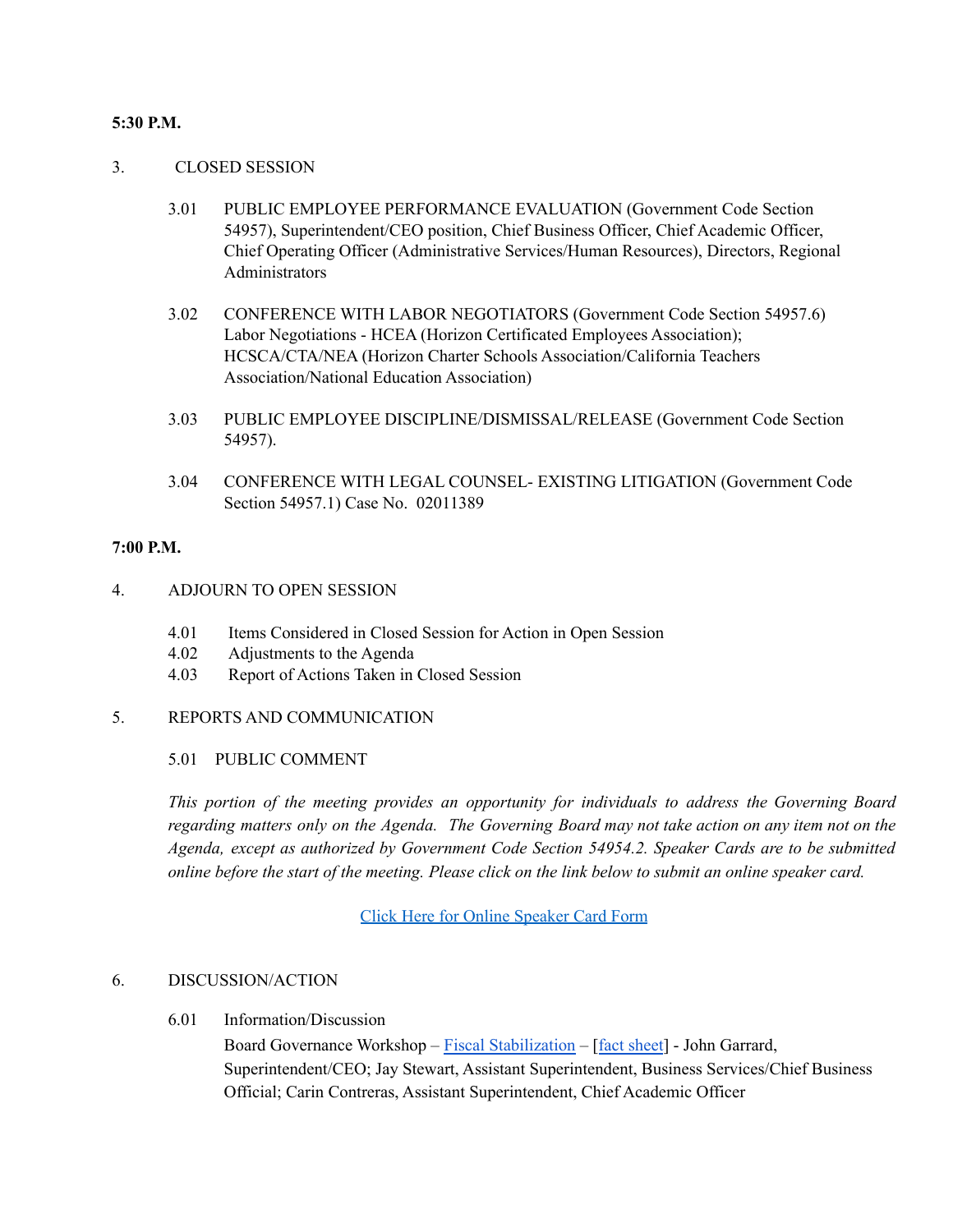**5:30 P.M.**

3. CLOSED SESSION

3.01 PUBLIC EMPLOYEE PERFORMANCE EVALUATION (Government Code Section 54957), Superintendent/CEO position, Chief Business Officer, Chief Academic Officer, Chief Operating Officer (Administrative Services/Human Resources), Directors, Regional Administrators

3.02 CONFERENCE WITH LABOR NEGOTIATORS (Government Code Section 54957.6) Labor Negotiations - HCEA (Horizon Certificated Employees Association); HCSCA/CTA/NEA (Horizon Charter Schools Association/California Teachers Association/National Education Association)

3.03 PUBLIC EMPLOYEE DISCIPLINE/DISMISSAL/RELEASE (Government Code Section 54957).

3.04 CONFERENCE WITH LEGAL COUNSEL- EXISTING LITIGATION (Government Code Section 54957.1) Case No. 02011389

**7:00 P.M.**

4. ADJOURN TO OPEN SESSION

4.01 Items Considered in Closed Session for Action in Open Session
4.02 Adjustments to the Agenda
4.03 Report of Actions Taken in Closed Session

5. REPORTS AND COMMUNICATION

5.01 PUBLIC COMMENT

*This portion of the meeting provides an opportunity for individuals to address the Governing Board regarding matters only on the Agenda. The Governing Board may not take action on any item not on the Agenda, except as authorized by Government Code Section 54954.2. Speaker Cards are to be submitted online before the start of the meeting. Please click on the link below to submit an online speaker card.*

Click Here for Online Speaker Card Form

6. DISCUSSION/ACTION

6.01 Information/Discussion
Board Governance Workshop – Fiscal Stabilization – [fact sheet] - John Garrard, Superintendent/CEO; Jay Stewart, Assistant Superintendent, Business Services/Chief Business Official; Carin Contreras, Assistant Superintendent, Chief Academic Officer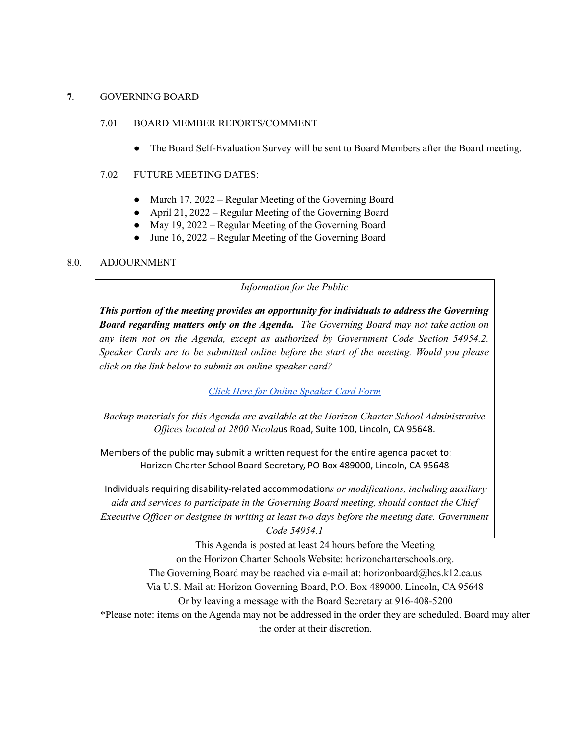**7.** GOVERNING BOARD

7.01 BOARD MEMBER REPORTS/COMMENT

- The Board Self-Evaluation Survey will be sent to Board Members after the Board meeting.

7.02 FUTURE MEETING DATES:

- March 17, 2022 – Regular Meeting of the Governing Board
- April 21, 2022 – Regular Meeting of the Governing Board
- May 19, 2022 – Regular Meeting of the Governing Board
- June 16, 2022 – Regular Meeting of the Governing Board

8.0. ADJOURNMENT

*Information for the Public*

***This portion of the meeting provides an opportunity for individuals to address the Governing Board regarding matters only on the Agenda.*** *The Governing Board may not take action on any item not on the Agenda, except as authorized by Government Code Section 54954.2. Speaker Cards are to be submitted online before the start of the meeting. Would you please click on the link below to submit an online speaker card?*

[*Click Here for Online Speaker Card Form*]

*Backup materials for this Agenda are available at the Horizon Charter School Administrative Offices located at 2800 Nicola*us Road, Suite 100, Lincoln, CA 95648.

Members of the public may submit a written request for the entire agenda packet to:
Horizon Charter School Board Secretary, PO Box 489000, Lincoln, CA 95648

Individuals requiring disability-related accommodation*s or modifications, including auxiliary aids and services to participate in the Governing Board meeting, should contact the Chief Executive Officer or designee in writing at least two days before the meeting date. Government Code 54954.1*

This Agenda is posted at least 24 hours before the Meeting
on the Horizon Charter Schools Website: horizoncharterschools.org.
The Governing Board may be reached via e-mail at: horizonboard@hcs.k12.ca.us
Via U.S. Mail at: Horizon Governing Board, P.O. Box 489000, Lincoln, CA 95648
Or by leaving a message with the Board Secretary at 916-408-5200
*Please note: items on the Agenda may not be addressed in the order they are scheduled. Board may alter the order at their discretion.